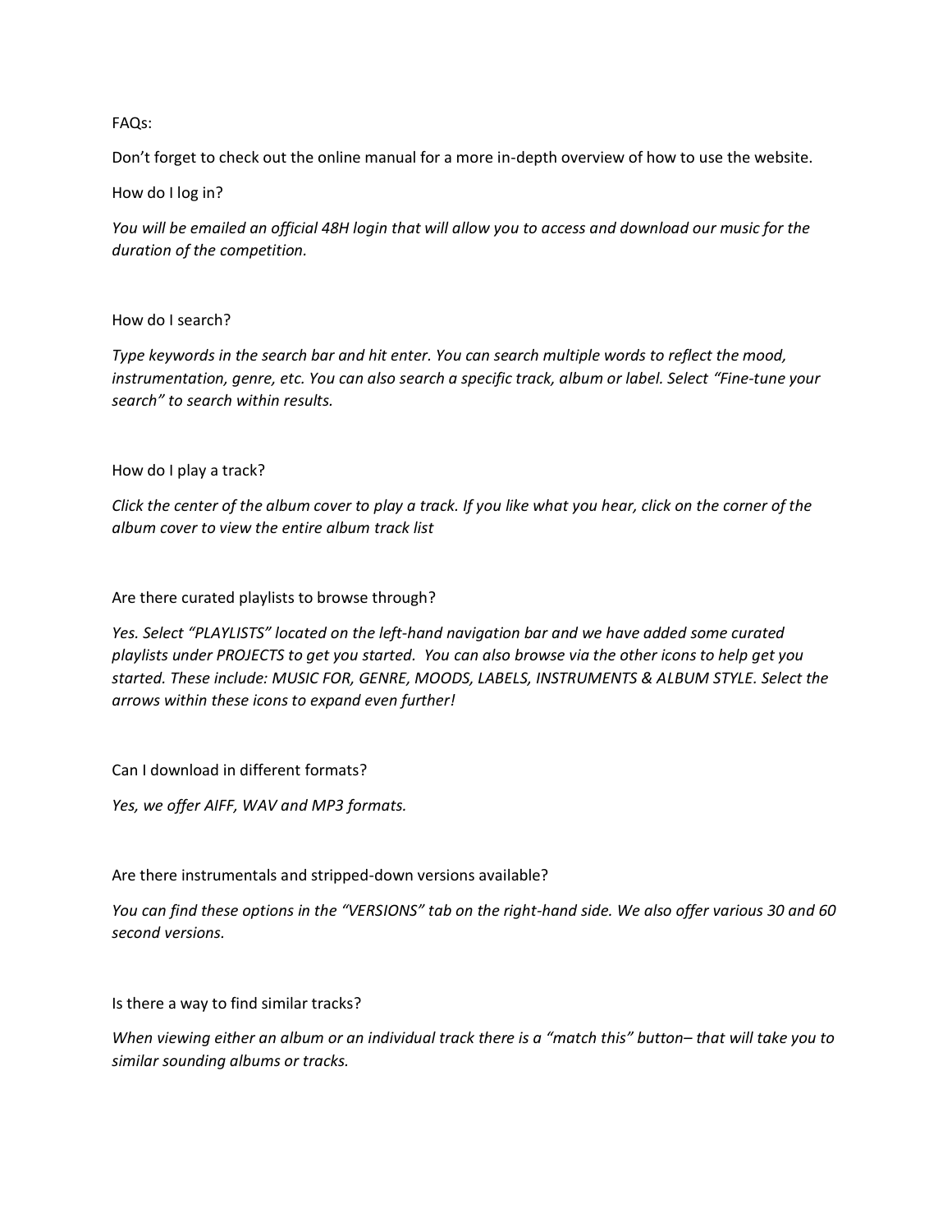FAQs:

Don't forget to check out the online manual for a more in-depth overview of how to use the website.

How do I log in?

*You will be emailed an official 48H login that will allow you to access and download our music for the duration of the competition.*

How do I search?

*Type keywords in the search bar and hit enter. You can search multiple words to reflect the mood, instrumentation, genre, etc. You can also search a specific track, album or label. Select "Fine-tune your search" to search within results.*

How do I play a track?

*Click the center of the album cover to play a track. If you like what you hear, click on the corner of the album cover to view the entire album track list*

Are there curated playlists to browse through?

*Yes. Select "PLAYLISTS" located on the left-hand navigation bar and we have added some curated playlists under PROJECTS to get you started. You can also browse via the other icons to help get you started. These include: MUSIC FOR, GENRE, MOODS, LABELS, INSTRUMENTS & ALBUM STYLE. Select the arrows within these icons to expand even further!*

Can I download in different formats?

*Yes, we offer AIFF, WAV and MP3 formats.*

Are there instrumentals and stripped-down versions available?

*You can find these options in the "VERSIONS" tab on the right-hand side. We also offer various 30 and 60 second versions.*

Is there a way to find similar tracks?

*When viewing either an album or an individual track there is a "match this" button– that will take you to similar sounding albums or tracks.*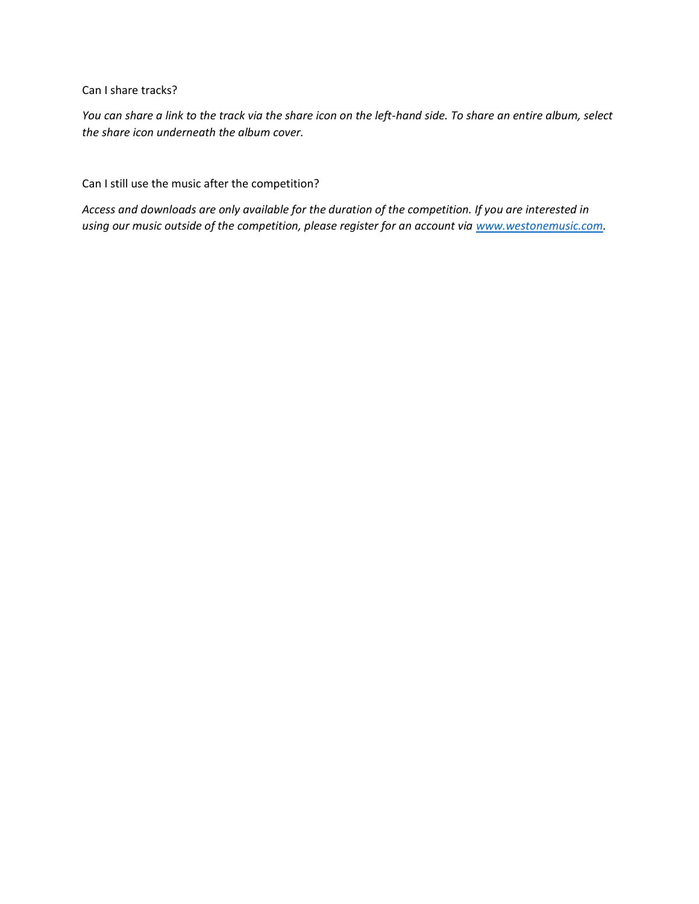Can I share tracks?

*You can share a link to the track via the share icon on the left-hand side. To share an entire album, select the share icon underneath the album cover.*

Can I still use the music after the competition?

*Access and downloads are only available for the duration of the competition. If you are interested in using our music outside of the competition, please register for an account via [www.westonemusic.com](http://www.westonemusic.com).*